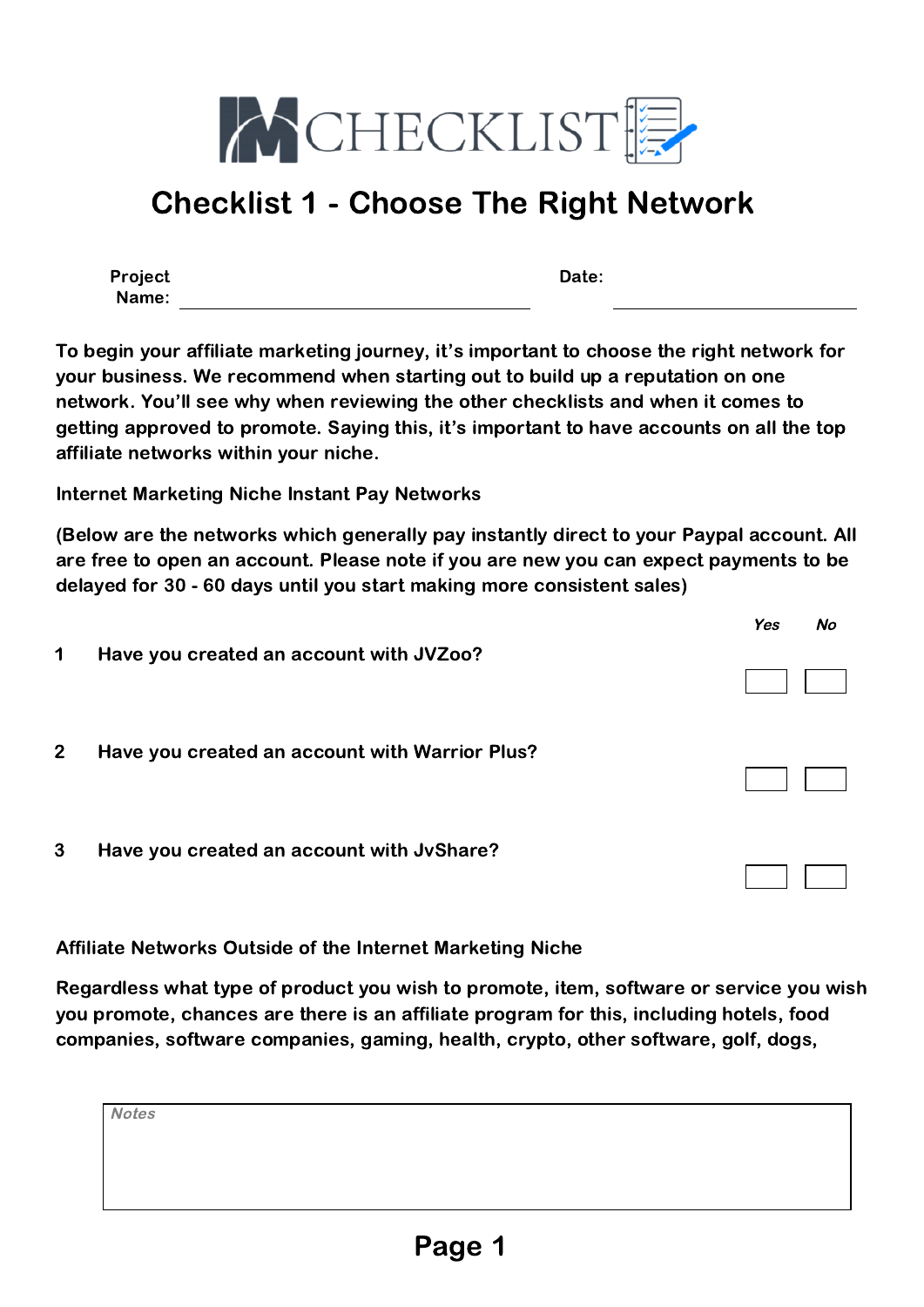IM CHECKLIST

# Checklist 1 - Choose The Right Network

**Project Name:** ______________________ **Date:** ______________________

**To begin your affiliate marketing journey, it's important to choose the right network for your business. We recommend when starting out to build up a reputation on one network. You'll see why when reviewing the other checklists and when it comes to getting approved to promote. Saying this, it's important to have accounts on all the top affiliate networks within your niche.**

**Internet Marketing Niche Instant Pay Networks**

**(Below are the networks which generally pay instantly direct to your Paypal account. All are free to open an account. Please note if you are new you can expect payments to be delayed for 30 - 60 days until you start making more consistent sales)**

| # | Question | *Yes* | *No* |
|---|---|---|---|
| 1 | **Have you created an account with JVZoo?** | ☐ | ☐ |
| 2 | **Have you created an account with Warrior Plus?** | ☐ | ☐ |
| 3 | **Have you created an account with JvShare?** | ☐ | ☐ |

**Affiliate Networks Outside of the Internet Marketing Niche**

**Regardless what type of product you wish to promote, item, software or service you wish you promote, chances are there is an affiliate program for this, including hotels, food companies, software companies, gaming, health, crypto, other software, golf, dogs,**

*Notes*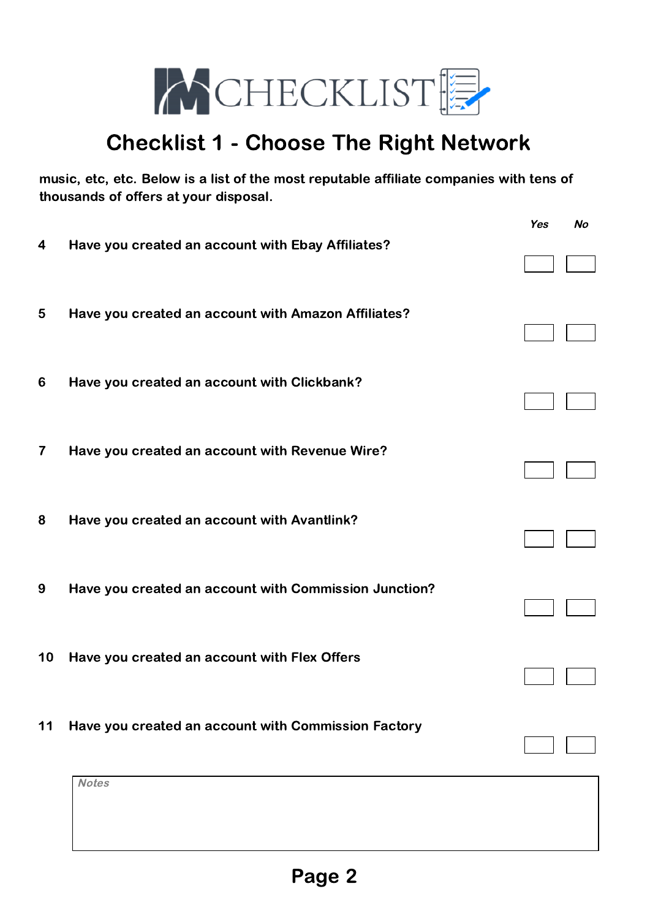# Checklist 1 - Choose The Right Network

**music, etc, etc. Below is a list of the most reputable affiliate companies with tens of thousands of offers at your disposal.**

| # | Question | *Yes* | *No* |
|---|---|---|---|
| 4 | **Have you created an account with Ebay Affiliates?** | ☐ | ☐ |
| 5 | **Have you created an account with Amazon Affiliates?** | ☐ | ☐ |
| 6 | **Have you created an account with Clickbank?** | ☐ | ☐ |
| 7 | **Have you created an account with Revenue Wire?** | ☐ | ☐ |
| 8 | **Have you created an account with Avantlink?** | ☐ | ☐ |
| 9 | **Have you created an account with Commission Junction?** | ☐ | ☐ |
| 10 | **Have you created an account with Flex Offers** | ☐ | ☐ |
| 11 | **Have you created an account with Commission Factory** | ☐ | ☐ |

*Notes*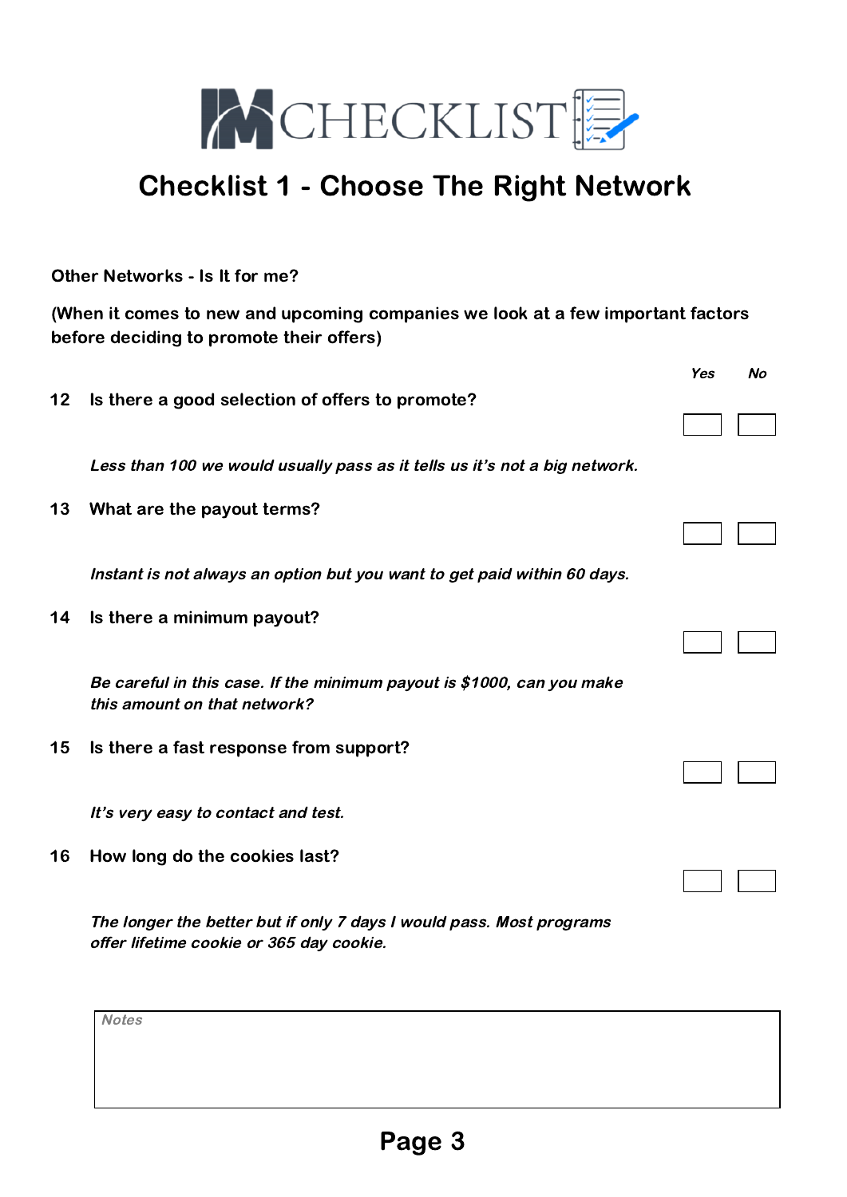IM CHECKLIST

# Checklist 1 - Choose The Right Network

**Other Networks - Is It for me?**

**(When it comes to new and upcoming companies we look at a few important factors before deciding to promote their offers)**

| # | Question | *Yes* | *No* |
|---|---|---|---|
| 12 | **Is there a good selection of offers to promote?**<br>*Less than 100 we would usually pass as it tells us it's not a big network.* | ☐ | ☐ |
| 13 | **What are the payout terms?**<br>*Instant is not always an option but you want to get paid within 60 days.* | ☐ | ☐ |
| 14 | **Is there a minimum payout?**<br>*Be careful in this case. If the minimum payout is $1000, can you make this amount on that network?* | ☐ | ☐ |
| 15 | **Is there a fast response from support?**<br>*It's very easy to contact and test.* | ☐ | ☐ |
| 16 | **How long do the cookies last?**<br>*The longer the better but if only 7 days I would pass. Most programs offer lifetime cookie or 365 day cookie.* | ☐ | ☐ |

*Notes*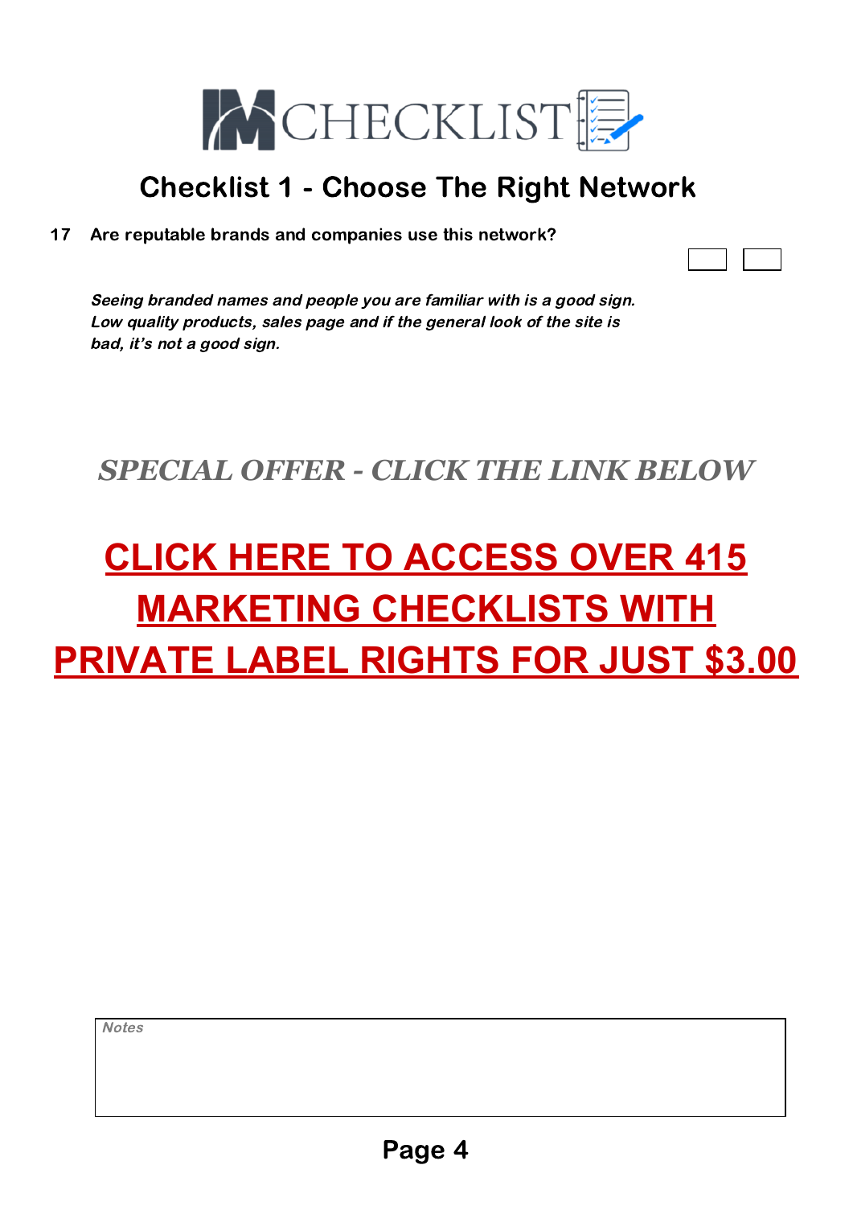# Checklist 1 - Choose The Right Network

**17 Are reputable brands and companies use this network?**

***Seeing branded names and people you are familiar with is a good sign. Low quality products, sales page and if the general look of the site is bad, it's not a good sign.***

*SPECIAL OFFER - CLICK THE LINK BELOW*

**CLICK HERE TO ACCESS OVER 415 MARKETING CHECKLISTS WITH PRIVATE LABEL RIGHTS FOR JUST $3.00**

*Notes*